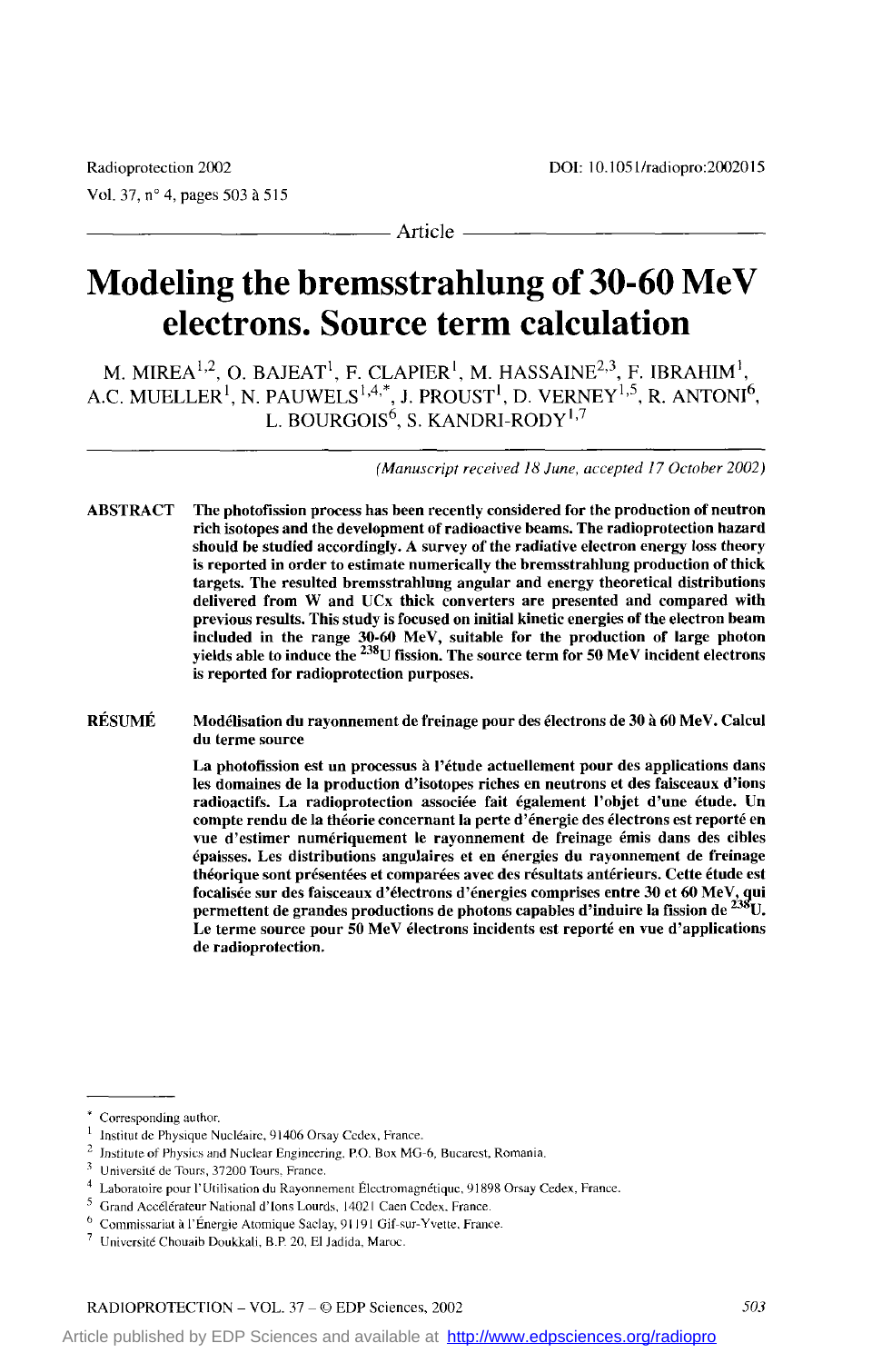Article

# Modeling the bremsstrahlung of 30-60 MeV electrons. Source term calculation

M. MIREA[1,2], O. BAJEAT[1], F. CLAPIER[1], M. HASSAINE[2,3], F. IBRAHIM[1], A.C. MUELLER[1], N. PAUWELS[1,4,*], J. PROUST[1], D. VERNEY[1,5], R. ANTONI[6], L. BOURGOIS[6], S. KANDRI-RODY[1,7]

*(Manuscript received 18 June, accepted 17 October 2002)*

**ABSTRACT** The photofission process has been recently considered for the production of neutron rich isotopes and the development of radioactive beams. The radioprotection hazard should be studied accordingly. A survey of the radiative electron energy loss theory is reported in order to estimate numerically the bremsstrahlung production of thick targets. The resulted bremsstrahlung angular and energy theoretical distributions delivered from W and UCx thick converters are presented and compared with previous results. This study is focused on initial kinetic energies of the electron beam included in the range 30-60 MeV, suitable for the production of large photon yields able to induce the $^{238}$U fission. The source term for 50 MeV incident electrons is reported for radioprotection purposes.

**RÉSUMÉ** **Modélisation du rayonnement de freinage pour des électrons de 30 à 60 MeV. Calcul du terme source**

La photofission est un processus à l'étude actuellement pour des applications dans les domaines de la production d'isotopes riches en neutrons et des faisceaux d'ions radioactifs. La radioprotection associée fait également l'objet d'une étude. Un compte rendu de la théorie concernant la perte d'énergie des électrons est reporté en vue d'estimer numériquement le rayonnement de freinage émis dans des cibles épaisses. Les distributions angulaires et en énergies du rayonnement de freinage théorique sont présentées et comparées avec des résultats antérieurs. Cette étude est focalisée sur des faisceaux d'électrons d'énergies comprises entre 30 et 60 MeV, qui permettent de grandes productions de photons capables d'induire la fission de $^{238}$U. Le terme source pour 50 MeV électrons incidents est reporté en vue d'applications de radioprotection.

---

[*] Corresponding author.
[1] Institut de Physique Nucléaire, 91406 Orsay Cedex, France.
[2] Institute of Physics and Nuclear Engineering, P.O. Box MG-6, Bucarest, Romania.
[3] Université de Tours, 37200 Tours, France.
[4] Laboratoire pour l'Utilisation du Rayonnement Électromagnétique, 91898 Orsay Cedex, France.
[5] Grand Accélérateur National d'Ions Lourds, 14021 Caen Cedex, France.
[6] Commissariat à l'Énergie Atomique Saclay, 91191 Gif-sur-Yvette, France.
[7] Université Chouaib Doukkali, B.P. 20, El Jadida, Maroc.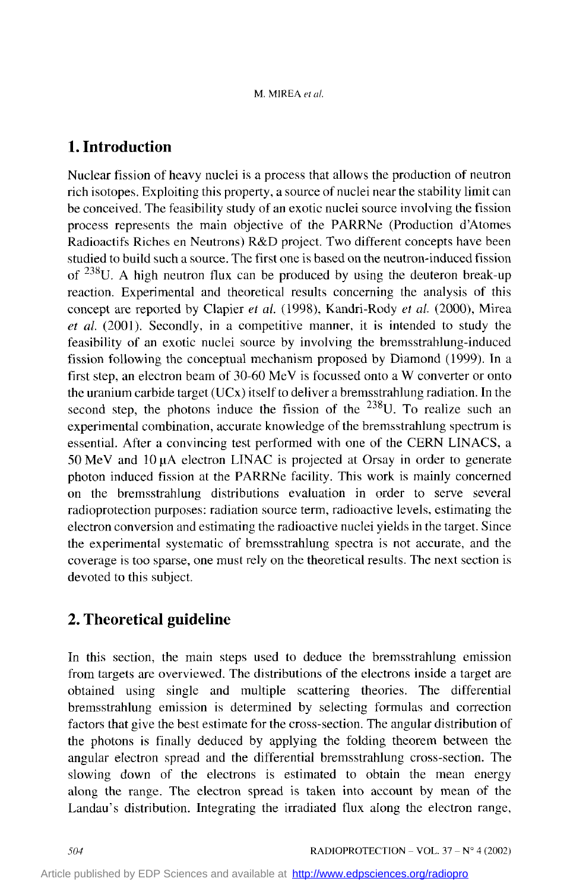## 1. Introduction

Nuclear fission of heavy nuclei is a process that allows the production of neutron rich isotopes. Exploiting this property, a source of nuclei near the stability limit can be conceived. The feasibility study of an exotic nuclei source involving the fission process represents the main objective of the PARRNe (Production d'Atomes Radioactifs Riches en Neutrons) R&D project. Two different concepts have been studied to build such a source. The first one is based on the neutron-induced fission of $^{238}$U. A high neutron flux can be produced by using the deuteron break-up reaction. Experimental and theoretical results concerning the analysis of this concept are reported by Clapier *et al.* (1998), Kandri-Rody *et al.* (2000), Mirea *et al.* (2001). Secondly, in a competitive manner, it is intended to study the feasibility of an exotic nuclei source by involving the bremsstrahlung-induced fission following the conceptual mechanism proposed by Diamond (1999). In a first step, an electron beam of 30-60 MeV is focussed onto a W converter or onto the uranium carbide target (UCx) itself to deliver a bremsstrahlung radiation. In the second step, the photons induce the fission of the $^{238}$U. To realize such an experimental combination, accurate knowledge of the bremsstrahlung spectrum is essential. After a convincing test performed with one of the CERN LINACS, a 50 MeV and 10 μA electron LINAC is projected at Orsay in order to generate photon induced fission at the PARRNe facility. This work is mainly concerned on the bremsstrahlung distributions evaluation in order to serve several radioprotection purposes: radiation source term, radioactive levels, estimating the electron conversion and estimating the radioactive nuclei yields in the target. Since the experimental systematic of bremsstrahlung spectra is not accurate, and the coverage is too sparse, one must rely on the theoretical results. The next section is devoted to this subject.

## 2. Theoretical guideline

In this section, the main steps used to deduce the bremsstrahlung emission from targets are overviewed. The distributions of the electrons inside a target are obtained using single and multiple scattering theories. The differential bremsstrahlung emission is determined by selecting formulas and correction factors that give the best estimate for the cross-section. The angular distribution of the photons is finally deduced by applying the folding theorem between the angular electron spread and the differential bremsstrahlung cross-section. The slowing down of the electrons is estimated to obtain the mean energy along the range. The electron spread is taken into account by mean of the Landau's distribution. Integrating the irradiated flux along the electron range,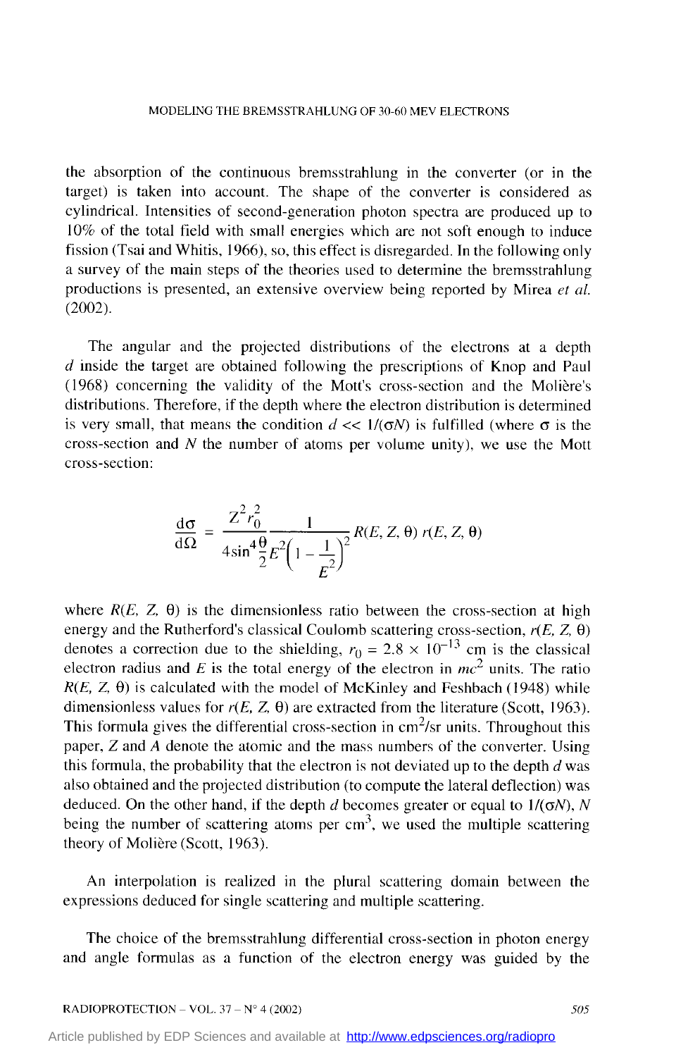the absorption of the continuous bremsstrahlung in the converter (or in the target) is taken into account. The shape of the converter is considered as cylindrical. Intensities of second-generation photon spectra are produced up to 10% of the total field with small energies which are not soft enough to induce fission (Tsai and Whitis, 1966), so, this effect is disregarded. In the following only a survey of the main steps of the theories used to determine the bremsstrahlung productions is presented, an extensive overview being reported by Mirea *et al.* (2002).

The angular and the projected distributions of the electrons at a depth $d$ inside the target are obtained following the prescriptions of Knop and Paul (1968) concerning the validity of the Mott's cross-section and the Molière's distributions. Therefore, if the depth where the electron distribution is determined is very small, that means the condition $d << 1/(\sigma N)$ is fulfilled (where $\sigma$ is the cross-section and $N$ the number of atoms per volume unity), we use the Mott cross-section:

$$\frac{d\sigma}{d\Omega} = \frac{Z^2 r_0^2}{4\sin^4\frac{\theta}{2}} \frac{1}{E^2\left(1 - \frac{1}{E^2}\right)^2} R(E, Z, \theta)\, r(E, Z, \theta)$$

where $R(E, Z, \theta)$ is the dimensionless ratio between the cross-section at high energy and the Rutherford's classical Coulomb scattering cross-section, $r(E, Z, \theta)$ denotes a correction due to the shielding, $r_0 = 2.8 \times 10^{-13}$ cm is the classical electron radius and $E$ is the total energy of the electron in $mc^2$ units. The ratio $R(E, Z, \theta)$ is calculated with the model of McKinley and Feshbach (1948) while dimensionless values for $r(E, Z, \theta)$ are extracted from the literature (Scott, 1963). This formula gives the differential cross-section in $cm^2$/sr units. Throughout this paper, $Z$ and $A$ denote the atomic and the mass numbers of the converter. Using this formula, the probability that the electron is not deviated up to the depth $d$ was also obtained and the projected distribution (to compute the lateral deflection) was deduced. On the other hand, if the depth $d$ becomes greater or equal to $1/(\sigma N)$, $N$ being the number of scattering atoms per $cm^3$, we used the multiple scattering theory of Molière (Scott, 1963).

An interpolation is realized in the plural scattering domain between the expressions deduced for single scattering and multiple scattering.

The choice of the bremsstrahlung differential cross-section in photon energy and angle formulas as a function of the electron energy was guided by the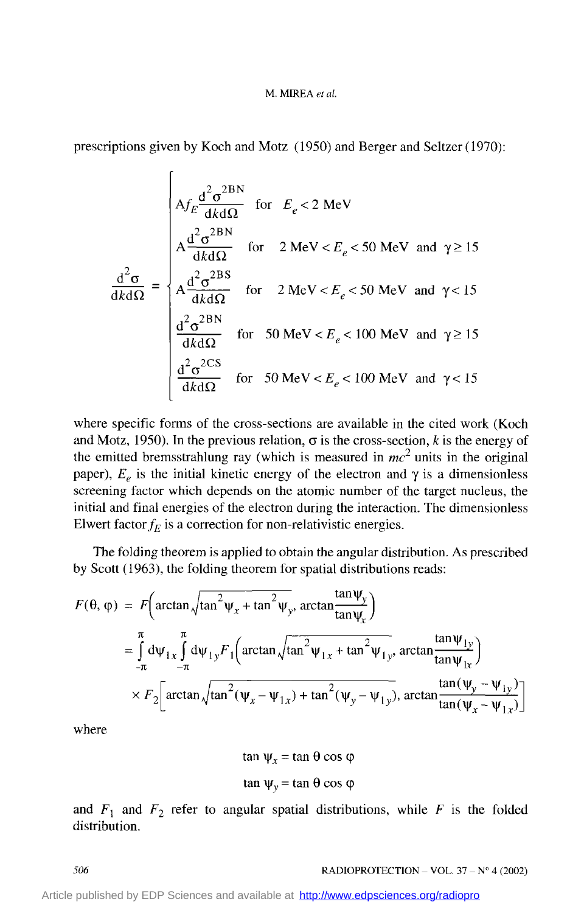prescriptions given by Koch and Motz (1950) and Berger and Seltzer (1970):

$$\frac{d^2\sigma}{dk d\Omega} = \begin{cases} A f_E \dfrac{d^2\sigma^{2BN}}{dk d\Omega} & \text{for} \quad E_e < 2 \text{ MeV} \\ A \dfrac{d^2\sigma^{2BN}}{dk d\Omega} & \text{for} \quad 2 \text{ MeV} < E_e < 50 \text{ MeV} \quad \text{and} \quad \gamma \geq 15 \\ A \dfrac{d^2\sigma^{2BS}}{dk d\Omega} & \text{for} \quad 2 \text{ MeV} < E_e < 50 \text{ MeV} \quad \text{and} \quad \gamma < 15 \\ \dfrac{d^2\sigma^{2BN}}{dk d\Omega} & \text{for} \quad 50 \text{ MeV} < E_e < 100 \text{ MeV} \quad \text{and} \quad \gamma \geq 15 \\ \dfrac{d^2\sigma^{2CS}}{dk d\Omega} & \text{for} \quad 50 \text{ MeV} < E_e < 100 \text{ MeV} \quad \text{and} \quad \gamma < 15 \end{cases}$$

where specific forms of the cross-sections are available in the cited work (Koch and Motz, 1950). In the previous relation, $\sigma$ is the cross-section, $k$ is the energy of the emitted bremsstrahlung ray (which is measured in $mc^2$ units in the original paper), $E_e$ is the initial kinetic energy of the electron and $\gamma$ is a dimensionless screening factor which depends on the atomic number of the target nucleus, the initial and final energies of the electron during the interaction. The dimensionless Elwert factor $f_E$ is a correction for non-relativistic energies.

The folding theorem is applied to obtain the angular distribution. As prescribed by Scott (1963), the folding theorem for spatial distributions reads:

$$\begin{aligned} F(\theta, \varphi) &= F\left(\arctan\sqrt{\tan^2\psi_x + \tan^2\psi_y},\ \arctan\frac{\tan\psi_y}{\tan\psi_x}\right) \\ &= \int_{-\pi}^{\pi} d\psi_{1x} \int_{-\pi}^{\pi} d\psi_{1y} F_1\left(\arctan\sqrt{\tan^2\psi_{1x} + \tan^2\psi_{1y}},\ \arctan\frac{\tan\psi_{1y}}{\tan\psi_{1x}}\right) \\ &\quad \times F_2\left[\arctan\sqrt{\tan^2(\psi_x - \psi_{1x}) + \tan^2(\psi_y - \psi_{1y})},\ \arctan\frac{\tan(\psi_y - \psi_{1y})}{\tan(\psi_x - \psi_{1x})}\right] \end{aligned}$$

where

$$\tan\psi_x = \tan\theta\cos\varphi$$

$$\tan\psi_y = \tan\theta\cos\varphi$$

and $F_1$ and $F_2$ refer to angular spatial distributions, while $F$ is the folded distribution.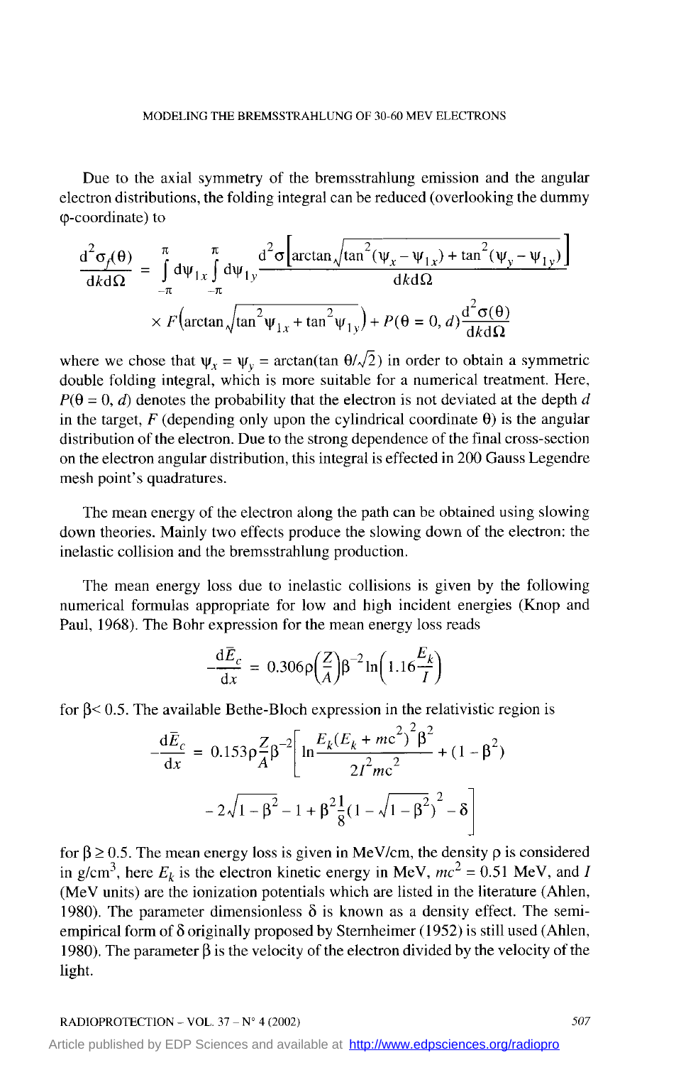Due to the axial symmetry of the bremsstrahlung emission and the angular electron distributions, the folding integral can be reduced (overlooking the dummy φ-coordinate) to

$$\frac{d^2\sigma_f(\theta)}{dk d\Omega} = \int_{-\pi}^{\pi} d\psi_{1x} \int_{-\pi}^{\pi} d\psi_{1y} \frac{d^2\sigma\left[\arctan\sqrt{\tan^2(\psi_x - \psi_{1x}) + \tan^2(\psi_y - \psi_{1y})}\right]}{dk d\Omega}$$

$$\times F\left(\arctan\sqrt{\tan^2\psi_{1x} + \tan^2\psi_{1y}}\right) + P(\theta = 0, d)\frac{d^2\sigma(\theta)}{dk d\Omega}$$

where we chose that $\psi_x = \psi_y = \arctan(\tan\theta/\sqrt{2})$ in order to obtain a symmetric double folding integral, which is more suitable for a numerical treatment. Here, $P(\theta = 0, d)$ denotes the probability that the electron is not deviated at the depth $d$ in the target, $F$ (depending only upon the cylindrical coordinate $\theta$) is the angular distribution of the electron. Due to the strong dependence of the final cross-section on the electron angular distribution, this integral is effected in 200 Gauss Legendre mesh point's quadratures.

The mean energy of the electron along the path can be obtained using slowing down theories. Mainly two effects produce the slowing down of the electron: the inelastic collision and the bremsstrahlung production.

The mean energy loss due to inelastic collisions is given by the following numerical formulas appropriate for low and high incident energies (Knop and Paul, 1968). The Bohr expression for the mean energy loss reads

$$-\frac{d\bar{E}_c}{dx} = 0.306\rho\left(\frac{Z}{A}\right)\beta^{-2}\ln\left(1.16\frac{E_k}{I}\right)$$

for $\beta < 0.5$. The available Bethe-Bloch expression in the relativistic region is

$$-\frac{d\bar{E}_c}{dx} = 0.153\rho\frac{Z}{A}\beta^{-2}\left[\ln\frac{E_k(E_k + mc^2)^2\beta^2}{2I^2mc^2} + (1 - \beta^2)\right.$$

$$\left.- 2\sqrt{1 - \beta^2} - 1 + \beta^2\frac{1}{8}(1 - \sqrt{1 - \beta^2})^2 - \delta\right]$$

for $\beta \geq 0.5$. The mean energy loss is given in MeV/cm, the density $\rho$ is considered in $g/cm^3$, here $E_k$ is the electron kinetic energy in MeV, $mc^2 = 0.51$ MeV, and $I$ (MeV units) are the ionization potentials which are listed in the literature (Ahlen, 1980). The parameter dimensionless $\delta$ is known as a density effect. The semi-empirical form of $\delta$ originally proposed by Sternheimer (1952) is still used (Ahlen, 1980). The parameter $\beta$ is the velocity of the electron divided by the velocity of the light.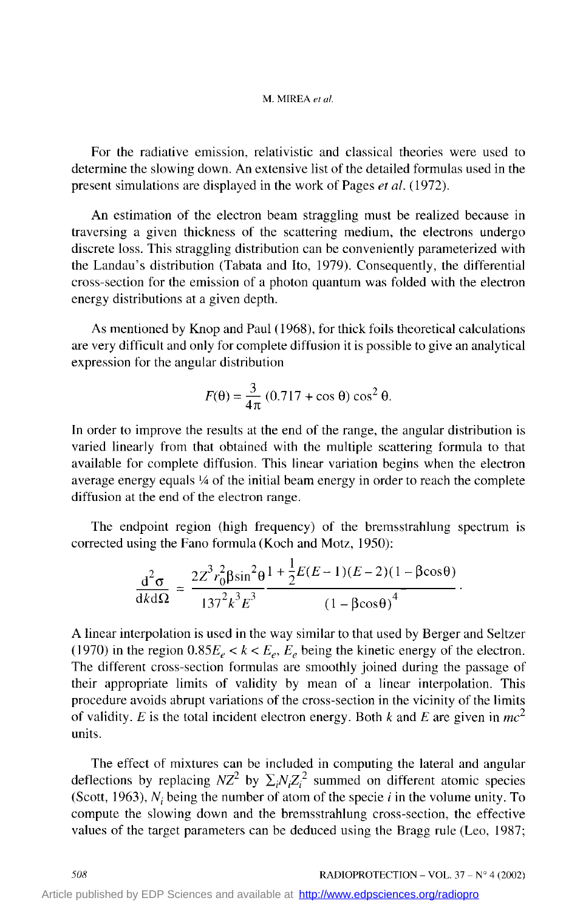For the radiative emission, relativistic and classical theories were used to determine the slowing down. An extensive list of the detailed formulas used in the present simulations are displayed in the work of Pages *et al.* (1972).

An estimation of the electron beam straggling must be realized because in traversing a given thickness of the scattering medium, the electrons undergo discrete loss. This straggling distribution can be conveniently parameterized with the Landau's distribution (Tabata and Ito, 1979). Consequently, the differential cross-section for the emission of a photon quantum was folded with the electron energy distributions at a given depth.

As mentioned by Knop and Paul (1968), for thick foils theoretical calculations are very difficult and only for complete diffusion it is possible to give an analytical expression for the angular distribution

$$F(\theta) = \frac{3}{4\pi}\,(0.717 + \cos\theta)\cos^2\theta.$$

In order to improve the results at the end of the range, the angular distribution is varied linearly from that obtained with the multiple scattering formula to that available for complete diffusion. This linear variation begins when the electron average energy equals ¼ of the initial beam energy in order to reach the complete diffusion at the end of the electron range.

The endpoint region (high frequency) of the bremsstrahlung spectrum is corrected using the Fano formula (Koch and Motz, 1950):

$$\frac{\mathrm{d}^2\sigma}{\mathrm{d}k\mathrm{d}\Omega} = \frac{2Z^3 r_0^2 \beta \sin^2\theta}{137^2 k^3 E^3}\,\frac{1 + \frac{1}{2}E(E-1)(E-2)(1-\beta\cos\theta)}{(1-\beta\cos\theta)^4}.$$

A linear interpolation is used in the way similar to that used by Berger and Seltzer (1970) in the region $0.85E_e < k < E_e$, $E_e$ being the kinetic energy of the electron. The different cross-section formulas are smoothly joined during the passage of their appropriate limits of validity by mean of a linear interpolation. This procedure avoids abrupt variations of the cross-section in the vicinity of the limits of validity. $E$ is the total incident electron energy. Both $k$ and $E$ are given in $mc^2$ units.

The effect of mixtures can be included in computing the lateral and angular deflections by replacing $NZ^2$ by $\sum_i N_i Z_i^2$ summed on different atomic species (Scott, 1963), $N_i$ being the number of atom of the specie $i$ in the volume unity. To compute the slowing down and the bremsstrahlung cross-section, the effective values of the target parameters can be deduced using the Bragg rule (Leo, 1987;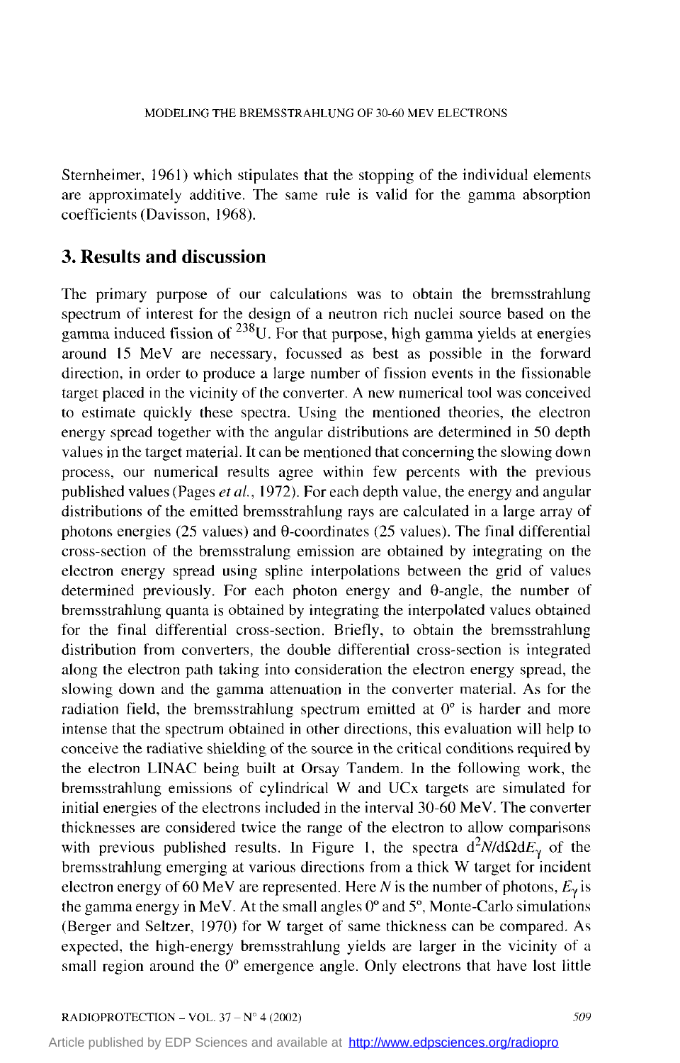Sternheimer, 1961) which stipulates that the stopping of the individual elements are approximately additive. The same rule is valid for the gamma absorption coefficients (Davisson, 1968).

## 3. Results and discussion

The primary purpose of our calculations was to obtain the bremsstrahlung spectrum of interest for the design of a neutron rich nuclei source based on the gamma induced fission of $^{238}$U. For that purpose, high gamma yields at energies around 15 MeV are necessary, focussed as best as possible in the forward direction, in order to produce a large number of fission events in the fissionable target placed in the vicinity of the converter. A new numerical tool was conceived to estimate quickly these spectra. Using the mentioned theories, the electron energy spread together with the angular distributions are determined in 50 depth values in the target material. It can be mentioned that concerning the slowing down process, our numerical results agree within few percents with the previous published values (Pages *et al.*, 1972). For each depth value, the energy and angular distributions of the emitted bremsstrahlung rays are calculated in a large array of photons energies (25 values) and θ-coordinates (25 values). The final differential cross-section of the bremsstralung emission are obtained by integrating on the electron energy spread using spline interpolations between the grid of values determined previously. For each photon energy and θ-angle, the number of bremsstrahlung quanta is obtained by integrating the interpolated values obtained for the final differential cross-section. Briefly, to obtain the bremsstrahlung distribution from converters, the double differential cross-section is integrated along the electron path taking into consideration the electron energy spread, the slowing down and the gamma attenuation in the converter material. As for the radiation field, the bremsstrahlung spectrum emitted at 0° is harder and more intense that the spectrum obtained in other directions, this evaluation will help to conceive the radiative shielding of the source in the critical conditions required by the electron LINAC being built at Orsay Tandem. In the following work, the bremsstrahlung emissions of cylindrical W and UCx targets are simulated for initial energies of the electrons included in the interval 30-60 MeV. The converter thicknesses are considered twice the range of the electron to allow comparisons with previous published results. In Figure 1, the spectra $d^2N/d\Omega dE_\gamma$ of the bremsstrahlung emerging at various directions from a thick W target for incident electron energy of 60 MeV are represented. Here $N$ is the number of photons, $E_\gamma$ is the gamma energy in MeV. At the small angles 0° and 5°, Monte-Carlo simulations (Berger and Seltzer, 1970) for W target of same thickness can be compared. As expected, the high-energy bremsstrahlung yields are larger in the vicinity of a small region around the 0° emergence angle. Only electrons that have lost little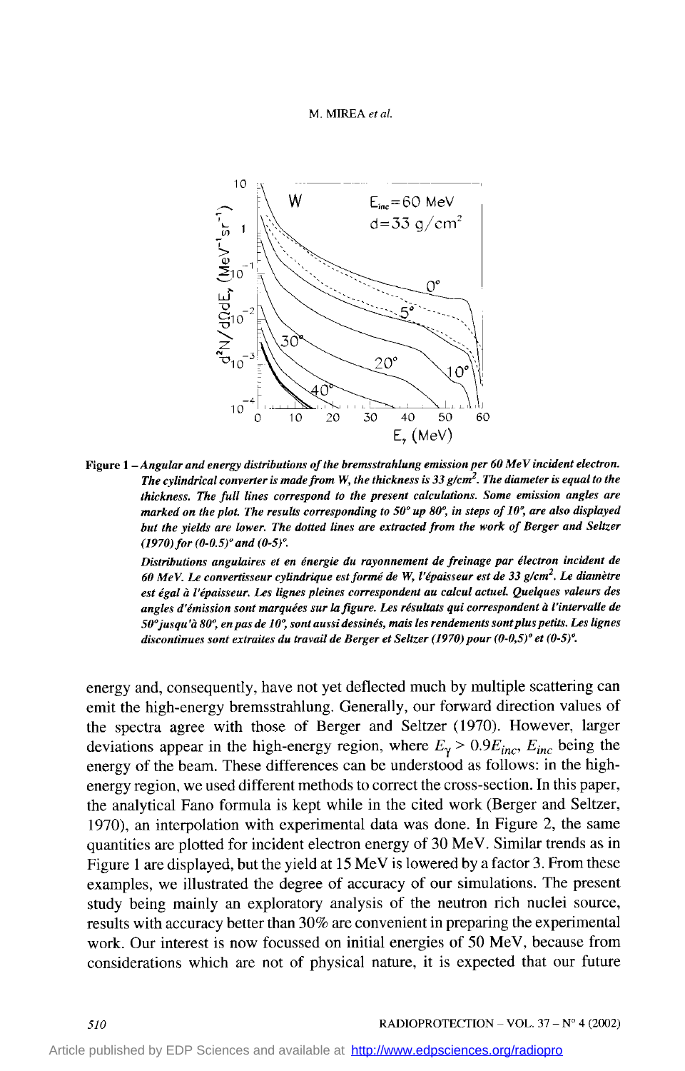**Figure 1** – *Angular and energy distributions of the bremsstrahlung emission per 60 MeV incident electron. The cylindrical converter is made from W, the thickness is 33 g/cm². The diameter is equal to the thickness. The full lines correspond to the present calculations. Some emission angles are marked on the plot. The results corresponding to 50° up 80°, in steps of 10°, are also displayed but the yields are lower. The dotted lines are extracted from the work of Berger and Seltzer (1970) for (0-0.5)° and (0-5)°.*

*Distributions angulaires et en énergie du rayonnement de freinage par électron incident de 60 MeV. Le convertisseur cylindrique est formé de W, l'épaisseur est de 33 g/cm². Le diamètre est égal à l'épaisseur. Les lignes pleines correspondent au calcul actuel. Quelques valeurs des angles d'émission sont marquées sur la figure. Les résultats qui correspondent à l'intervalle de 50° jusqu'à 80°, en pas de 10°, sont aussi dessinés, mais les rendements sont plus petits. Les lignes discontinues sont extraites du travail de Berger et Seltzer (1970) pour (0-0,5)° et (0-5)°.*

energy and, consequently, have not yet deflected much by multiple scattering can emit the high-energy bremsstrahlung. Generally, our forward direction values of the spectra agree with those of Berger and Seltzer (1970). However, larger deviations appear in the high-energy region, where $E_{\gamma} > 0.9E_{inc}$, $E_{inc}$ being the energy of the beam. These differences can be understood as follows: in the high-energy region, we used different methods to correct the cross-section. In this paper, the analytical Fano formula is kept while in the cited work (Berger and Seltzer, 1970), an interpolation with experimental data was done. In Figure 2, the same quantities are plotted for incident electron energy of 30 MeV. Similar trends as in Figure 1 are displayed, but the yield at 15 MeV is lowered by a factor 3. From these examples, we illustrated the degree of accuracy of our simulations. The present study being mainly an exploratory analysis of the neutron rich nuclei source, results with accuracy better than 30% are convenient in preparing the experimental work. Our interest is now focussed on initial energies of 50 MeV, because from considerations which are not of physical nature, it is expected that our future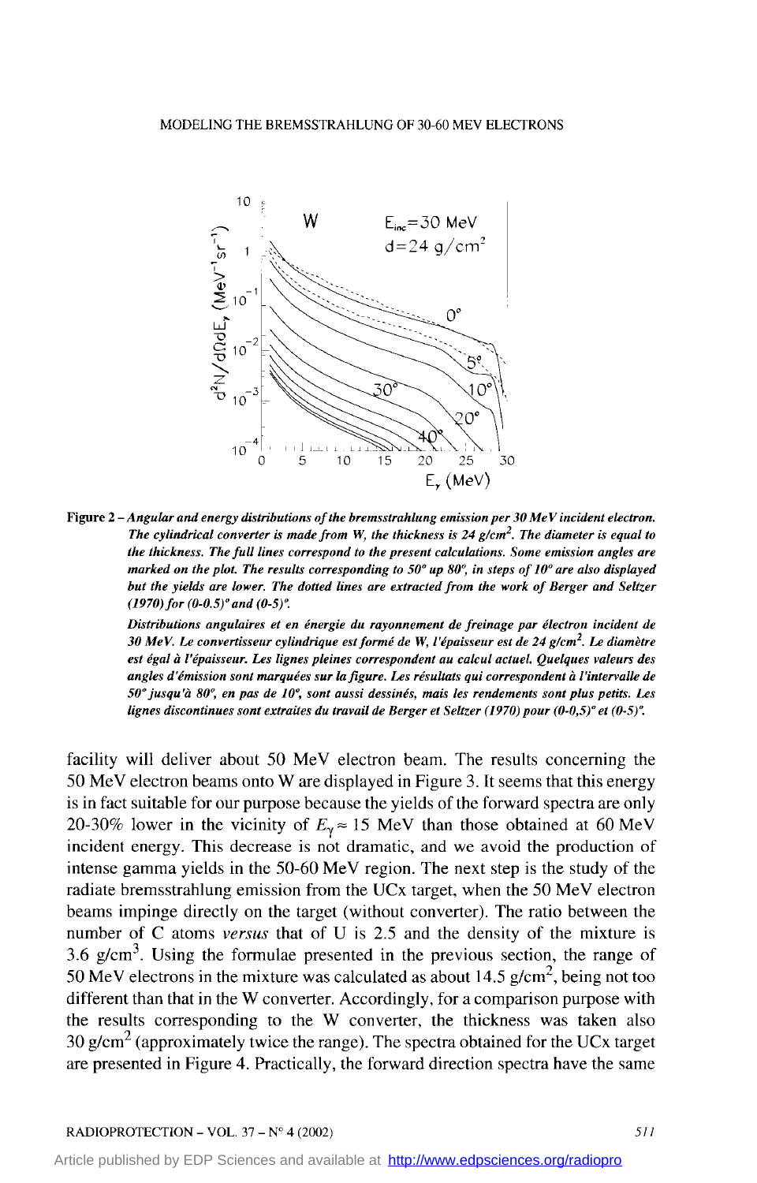**Figure 2 –** *Angular and energy distributions of the bremsstrahlung emission per 30 MeV incident electron. The cylindrical converter is made from W, the thickness is 24 g/cm². The diameter is equal to the thickness. The full lines correspond to the present calculations. Some emission angles are marked on the plot. The results corresponding to 50° up 80°, in steps of 10° are also displayed but the yields are lower. The dotted lines are extracted from the work of Berger and Seltzer (1970) for (0-0.5)° and (0-5)°.*

*Distributions angulaires et en énergie du rayonnement de freinage par électron incident de 30 MeV. Le convertisseur cylindrique est formé de W, l'épaisseur est de 24 g/cm². Le diamètre est égal à l'épaisseur. Les lignes pleines correspondent au calcul actuel. Quelques valeurs des angles d'émission sont marquées sur la figure. Les résultats qui correspondent à l'intervalle de 50° jusqu'à 80°, en pas de 10°, sont aussi dessinés, mais les rendements sont plus petits. Les lignes discontinues sont extraites du travail de Berger et Seltzer (1970) pour (0-0,5)° et (0-5)°.*

facility will deliver about 50 MeV electron beam. The results concerning the 50 MeV electron beams onto W are displayed in Figure 3. It seems that this energy is in fact suitable for our purpose because the yields of the forward spectra are only 20-30% lower in the vicinity of $E_{\gamma} \approx 15$ MeV than those obtained at 60 MeV incident energy. This decrease is not dramatic, and we avoid the production of intense gamma yields in the 50-60 MeV region. The next step is the study of the radiate bremsstrahlung emission from the UCx target, when the 50 MeV electron beams impinge directly on the target (without converter). The ratio between the number of C atoms *versus* that of U is 2.5 and the density of the mixture is 3.6 g/cm³. Using the formulae presented in the previous section, the range of 50 MeV electrons in the mixture was calculated as about 14.5 g/cm², being not too different than that in the W converter. Accordingly, for a comparison purpose with the results corresponding to the W converter, the thickness was taken also 30 g/cm² (approximately twice the range). The spectra obtained for the UCx target are presented in Figure 4. Practically, the forward direction spectra have the same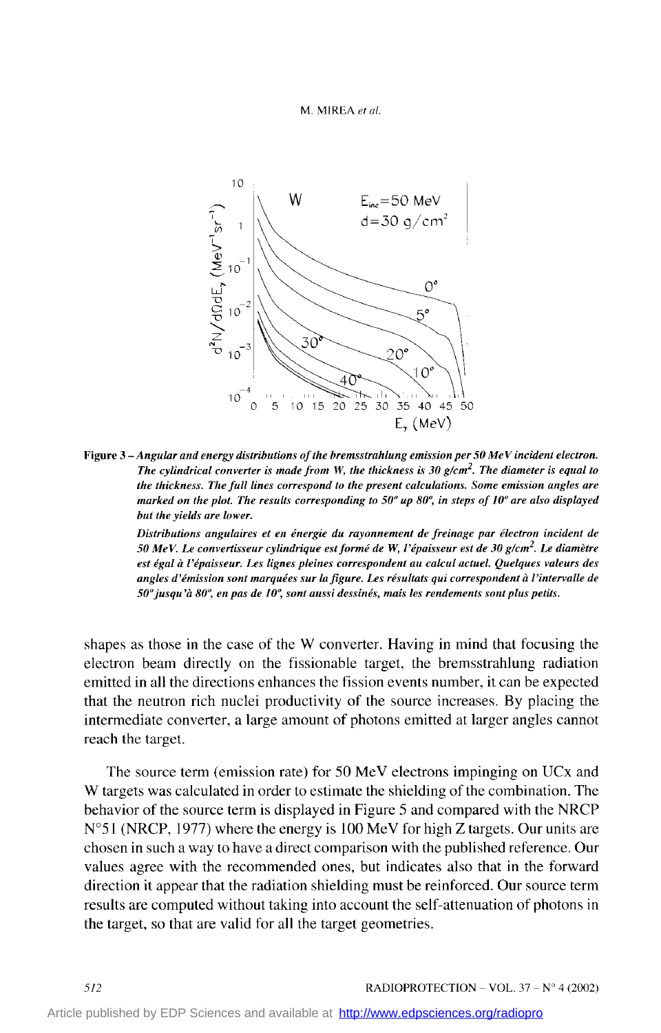**Figure 3** – *Angular and energy distributions of the bremsstrahlung emission per 50 MeV incident electron. The cylindrical converter is made from W, the thickness is 30 g/cm². The diameter is equal to the thickness. The full lines correspond to the present calculations. Some emission angles are marked on the plot. The results corresponding to 50° up 80°, in steps of 10° are also displayed but the yields are lower.*

*Distributions angulaires et en énergie du rayonnement de freinage par électron incident de 50 MeV. Le convertisseur cylindrique est formé de W, l'épaisseur est de 30 g/cm². Le diamètre est égal à l'épaisseur. Les lignes pleines correspondent au calcul actuel. Quelques valeurs des angles d'émission sont marquées sur la figure. Les résultats qui correspondent à l'intervalle de 50° jusqu'à 80°, en pas de 10°, sont aussi dessinés, mais les rendements sont plus petits.*

shapes as those in the case of the W converter. Having in mind that focusing the electron beam directly on the fissionable target, the bremsstrahlung radiation emitted in all the directions enhances the fission events number, it can be expected that the neutron rich nuclei productivity of the source increases. By placing the intermediate converter, a large amount of photons emitted at larger angles cannot reach the target.

The source term (emission rate) for 50 MeV electrons impinging on UCx and W targets was calculated in order to estimate the shielding of the combination. The behavior of the source term is displayed in Figure 5 and compared with the NRCP N°51 (NRCP, 1977) where the energy is 100 MeV for high Z targets. Our units are chosen in such a way to have a direct comparison with the published reference. Our values agree with the recommended ones, but indicates also that in the forward direction it appear that the radiation shielding must be reinforced. Our source term results are computed without taking into account the self-attenuation of photons in the target, so that are valid for all the target geometries.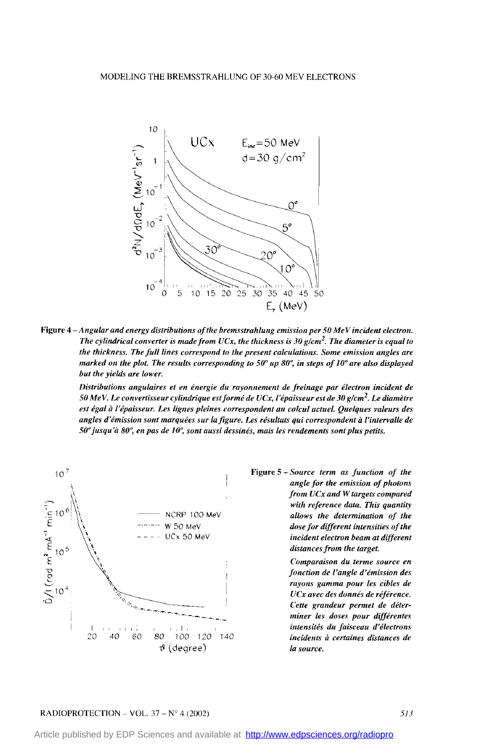**Figure 4** – *Angular and energy distributions of the bremsstrahlung emission per 50 MeV incident electron. The cylindrical converter is made from UCx, the thickness is 30 g/cm². The diameter is equal to the thickness. The full lines correspond to the present calculations. Some emission angles are marked on the plot. The results corresponding to 50° up 80°, in steps of 10° are also displayed but the yields are lower.*

*Distributions angulaires et en énergie du rayonnement de freinage par électron incident de 50 MeV. Le convertisseur cylindrique est formé de UCx, l'épaisseur est de 30 g/cm². Le diamètre est égal à l'épaisseur. Les lignes pleines correspondent au calcul actuel. Quelques valeurs des angles d'émission sont marquées sur la figure. Les résultats qui correspondent à l'intervalle de 50° jusqu'à 80°, en pas de 10°, sont aussi dessinés, mais les rendements sont plus petits.*

**Figure 5** – *Source term as function of the angle for the emission of photons from UCx and W targets compared with reference data. This quantity allows the determination of the dose for different intensities of the incident electron beam at different distances from the target.*

*Comparaison du terme source en fonction de l'angle d'émission des rayons gamma pour les cibles de UCx avec des données de référence. Cette grandeur permet de déterminer les doses pour différentes intensités du faisceau d'électrons incidents à certaines distances de la source.*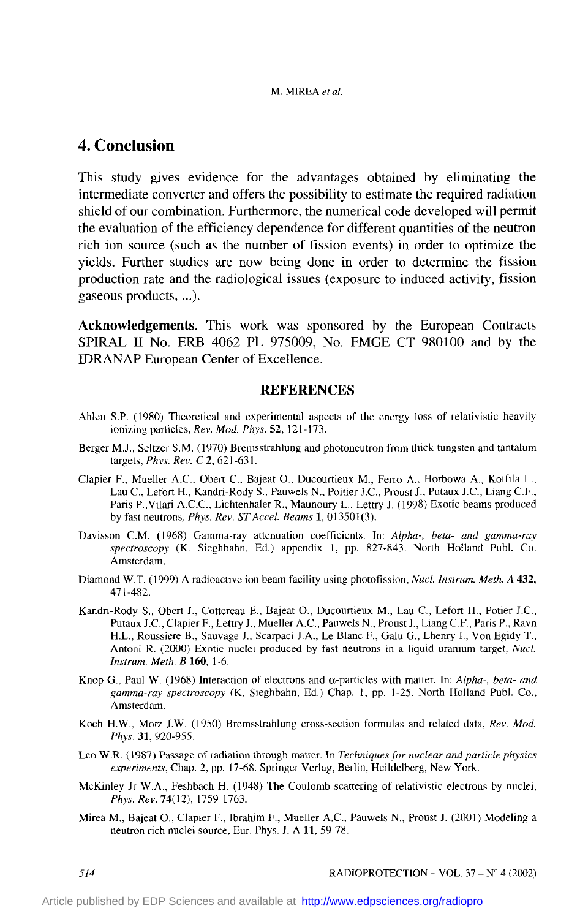## 4. Conclusion

This study gives evidence for the advantages obtained by eliminating the intermediate converter and offers the possibility to estimate the required radiation shield of our combination. Furthermore, the numerical code developed will permit the evaluation of the efficiency dependence for different quantities of the neutron rich ion source (such as the number of fission events) in order to optimize the yields. Further studies are now being done in order to determine the fission production rate and the radiological issues (exposure to induced activity, fission gaseous products, ...).

**Acknowledgements**. This work was sponsored by the European Contracts SPIRAL II No. ERB 4062 PL 975009, No. FMGE CT 980100 and by the IDRANAP European Center of Excellence.

## REFERENCES

Ahlen S.P. (1980) Theoretical and experimental aspects of the energy loss of relativistic heavily ionizing particles, *Rev. Mod. Phys.* **52**, 121-173.

Berger M.J., Seltzer S.M. (1970) Bremsstrahlung and photoneutron from thick tungsten and tantalum targets, *Phys. Rev. C* **2**, 621-631.

Clapier F., Mueller A.C., Obert C., Bajeat O., Ducourtieux M., Ferro A., Horbowa A., Kotfila L., Lau C., Lefort H., Kandri-Rody S., Pauwels N., Poitier J.C., Proust J., Putaux J.C., Liang C.F., Paris P.,Vilari A.C.C., Lichtenhaler R., Maunoury L., Lettry J. (1998) Exotic beams produced by fast neutrons, *Phys. Rev. ST Accel. Beams* **1**, 013501(3).

Davisson C.M. (1968) Gamma-ray attenuation coefficients. In: *Alpha-, beta- and gamma-ray spectroscopy* (K. Sieghbahn, Ed.) appendix 1, pp. 827-843. North Holland Publ. Co. Amsterdam.

Diamond W.T. (1999) A radioactive ion beam facility using photofission, *Nucl. Instrum. Meth. A* **432**, 471-482.

Kandri-Rody S., Obert J., Cottereau E., Bajeat O., Ducourtieux M., Lau C., Lefort H., Potier J.C., Putaux J.C., Clapier F., Lettry J., Mueller A.C., Pauwels N., Proust J., Liang C.F., Paris P., Ravn H.L., Roussiere B., Sauvage J., Scarpaci J.A., Le Blanc F., Galu G., Lhenry I., Von Egidy T., Antoni R. (2000) Exotic nuclei produced by fast neutrons in a liquid uranium target, *Nucl. Instrum. Meth. B* **160**, 1-6.

Knop G., Paul W. (1968) Interaction of electrons and α-particles with matter. In: *Alpha-, beta- and gamma-ray spectroscopy* (K. Sieghbahn, Ed.) Chap. 1, pp. 1-25. North Holland Publ. Co., Amsterdam.

Koch H.W., Motz J.W. (1950) Bremsstrahlung cross-section formulas and related data, *Rev. Mod. Phys.* **31**, 920-955.

Leo W.R. (1987) Passage of radiation through matter. In *Techniques for nuclear and particle physics experiments*, Chap. 2, pp. 17-68. Springer Verlag, Berlin, Heildelberg, New York.

McKinley Jr W.A., Feshbach H. (1948) The Coulomb scattering of relativistic electrons by nuclei, *Phys. Rev.* **74**(12), 1759-1763.

Mirea M., Bajeat O., Clapier F., Ibrahim F., Mueller A.C., Pauwels N., Proust J. (2001) Modeling a neutron rich nuclei source, Eur. Phys. J. A **11**, 59-78.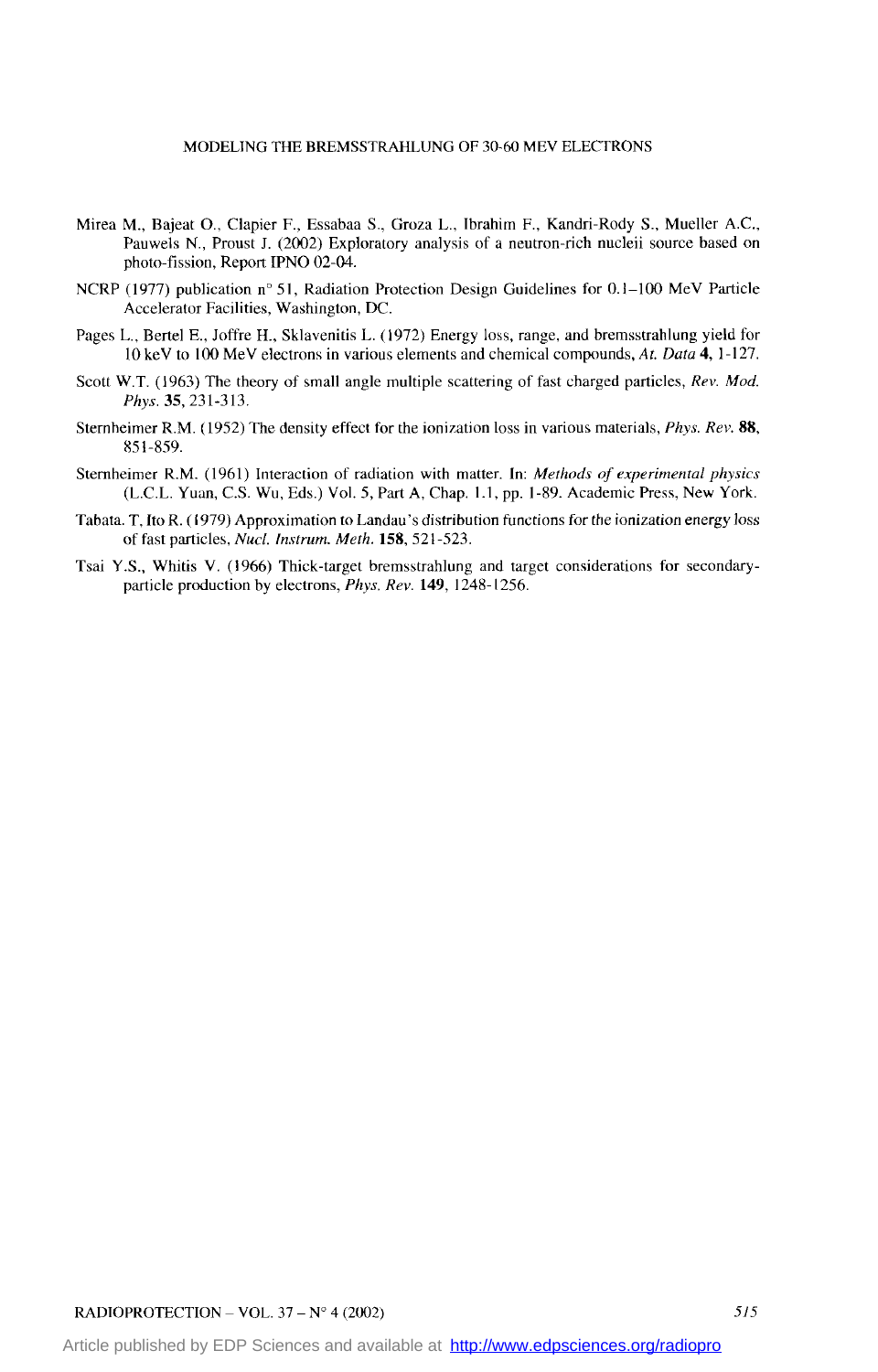Mirea M., Bajeat O., Clapier F., Essabaa S., Groza L., Ibrahim F., Kandri-Rody S., Mueller A.C., Pauwels N., Proust J. (2002) Exploratory analysis of a neutron-rich nucleii source based on photo-fission, Report IPNO 02-04.

NCRP (1977) publication n° 51, Radiation Protection Design Guidelines for 0.1–100 MeV Particle Accelerator Facilities, Washington, DC.

Pages L., Bertel E., Joffre H., Sklavenitis L. (1972) Energy loss, range, and bremsstrahlung yield for 10 keV to 100 MeV electrons in various elements and chemical compounds, *At. Data* **4**, 1-127.

Scott W.T. (1963) The theory of small angle multiple scattering of fast charged particles, *Rev. Mod. Phys.* **35**, 231-313.

Sternheimer R.M. (1952) The density effect for the ionization loss in various materials, *Phys. Rev.* **88**, 851-859.

Sternheimer R.M. (1961) Interaction of radiation with matter. In: *Methods of experimental physics* (L.C.L. Yuan, C.S. Wu, Eds.) Vol. 5, Part A, Chap. 1.1, pp. 1-89. Academic Press, New York.

Tabata. T, Ito R. (1979) Approximation to Landau's distribution functions for the ionization energy loss of fast particles, *Nucl. Instrum. Meth.* **158**, 521-523.

Tsai Y.S., Whitis V. (1966) Thick-target bremsstrahlung and target considerations for secondary-particle production by electrons, *Phys. Rev.* **149**, 1248-1256.

Article published by EDP Sciences and available at http://www.edpsciences.org/radiopro